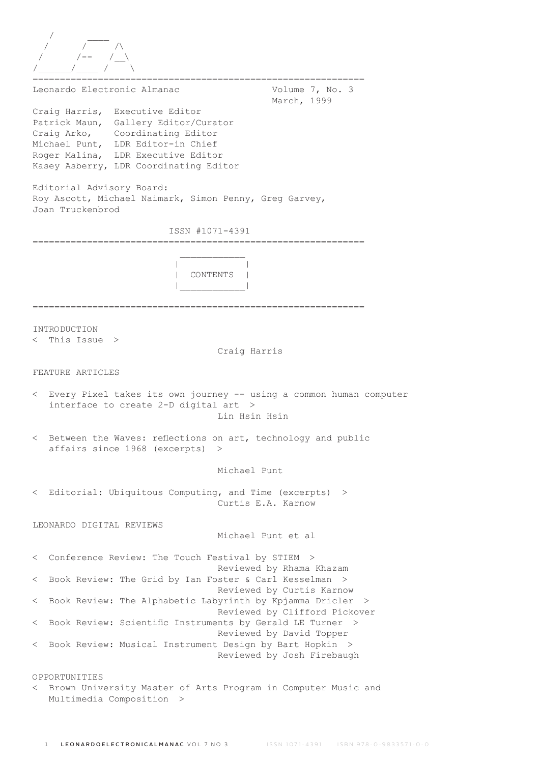```
   /       ____
  /       /      /\
 /       /--    /__\
/______/____ /      \
```

=============================================================

Leonardo Electronic Almanac — Volume 7, No. 3 — March, 1999

Craig Harris, Executive Editor
Patrick Maun, Gallery Editor/Curator
Craig Arko, Coordinating Editor
Michael Punt, LDR Editor-in Chief
Roger Malina, LDR Executive Editor
Kasey Asberry, LDR Coordinating Editor

Editorial Advisory Board:
Roy Ascott, Michael Naimark, Simon Penny, Greg Garvey, Joan Truckenbrod

ISSN #1071-4391

=============================================================

## CONTENTS

=============================================================

INTRODUCTION

< This Issue >
Craig Harris

FEATURE ARTICLES

< Every Pixel takes its own journey -- using a common human computer interface to create 2-D digital art >
Lin Hsin Hsin

< Between the Waves: reflections on art, technology and public affairs since 1968 (excerpts) >
Michael Punt

< Editorial: Ubiquitous Computing, and Time (excerpts) >
Curtis E.A. Karnow

LEONARDO DIGITAL REVIEWS
Michael Punt et al

< Conference Review: The Touch Festival by STIEM >
Reviewed by Rhama Khazam

< Book Review: The Grid by Ian Foster & Carl Kesselman >
Reviewed by Curtis Karnow

< Book Review: The Alphabetic Labyrinth by Kpjamma Dricler >
Reviewed by Clifford Pickover

< Book Review: Scientific Instruments by Gerald LE Turner >
Reviewed by David Topper

< Book Review: Musical Instrument Design by Bart Hopkin >
Reviewed by Josh Firebaugh

OPPORTUNITIES

< Brown University Master of Arts Program in Computer Music and Multimedia Composition >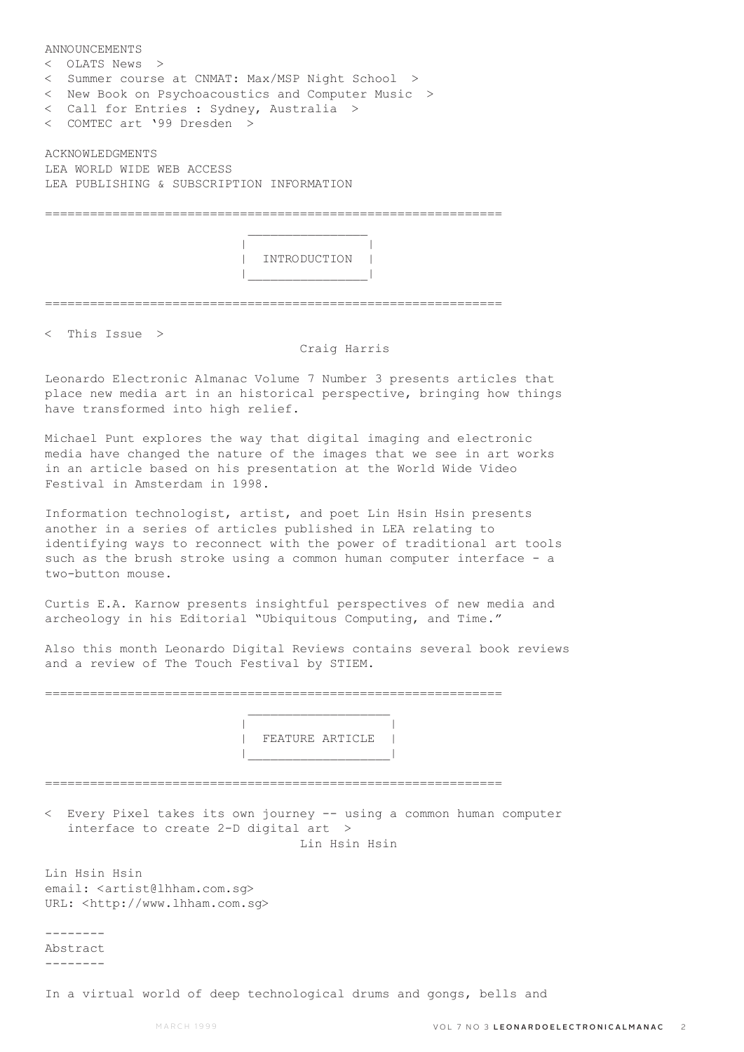ANNOUNCEMENTS
< OLATS News >
< Summer course at CNMAT: Max/MSP Night School >
< New Book on Psychoacoustics and Computer Music >
< Call for Entries : Sydney, Australia >
< COMTEC art '99 Dresden >

ACKNOWLEDGMENTS
LEA WORLD WIDE WEB ACCESS
LEA PUBLISHING & SUBSCRIPTION INFORMATION

## INTRODUCTION

< This Issue >

Craig Harris

Leonardo Electronic Almanac Volume 7 Number 3 presents articles that place new media art in an historical perspective, bringing how things have transformed into high relief.

Michael Punt explores the way that digital imaging and electronic media have changed the nature of the images that we see in art works in an article based on his presentation at the World Wide Video Festival in Amsterdam in 1998.

Information technologist, artist, and poet Lin Hsin Hsin presents another in a series of articles published in LEA relating to identifying ways to reconnect with the power of traditional art tools such as the brush stroke using a common human computer interface - a two-button mouse.

Curtis E.A. Karnow presents insightful perspectives of new media and archeology in his Editorial "Ubiquitous Computing, and Time."

Also this month Leonardo Digital Reviews contains several book reviews and a review of The Touch Festival by STIEM.

## FEATURE ARTICLE

< Every Pixel takes its own journey -- using a common human computer interface to create 2-D digital art >

Lin Hsin Hsin

Lin Hsin Hsin
email: <artist@lhham.com.sg>
URL: <http://www.lhham.com.sg>

### Abstract

In a virtual world of deep technological drums and gongs, bells and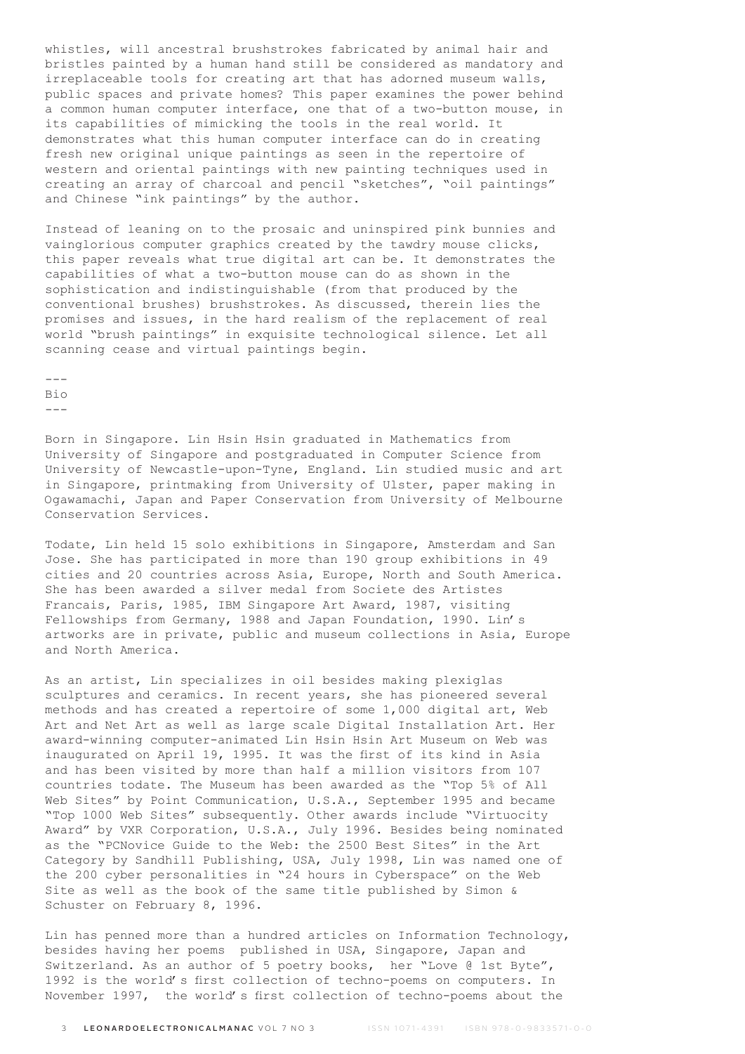whistles, will ancestral brushstrokes fabricated by animal hair and bristles painted by a human hand still be considered as mandatory and irreplaceable tools for creating art that has adorned museum walls, public spaces and private homes? This paper examines the power behind a common human computer interface, one that of a two-button mouse, in its capabilities of mimicking the tools in the real world. It demonstrates what this human computer interface can do in creating fresh new original unique paintings as seen in the repertoire of western and oriental paintings with new painting techniques used in creating an array of charcoal and pencil "sketches", "oil paintings" and Chinese "ink paintings" by the author.

Instead of leaning on to the prosaic and uninspired pink bunnies and vainglorious computer graphics created by the tawdry mouse clicks, this paper reveals what true digital art can be. It demonstrates the capabilities of what a two-button mouse can do as shown in the sophistication and indistinguishable (from that produced by the conventional brushes) brushstrokes. As discussed, therein lies the promises and issues, in the hard realism of the replacement of real world "brush paintings" in exquisite technological silence. Let all scanning cease and virtual paintings begin.

---
Bio
---

Born in Singapore. Lin Hsin Hsin graduated in Mathematics from University of Singapore and postgraduated in Computer Science from University of Newcastle-upon-Tyne, England. Lin studied music and art in Singapore, printmaking from University of Ulster, paper making in Ogawamachi, Japan and Paper Conservation from University of Melbourne Conservation Services.

Todate, Lin held 15 solo exhibitions in Singapore, Amsterdam and San Jose. She has participated in more than 190 group exhibitions in 49 cities and 20 countries across Asia, Europe, North and South America. She has been awarded a silver medal from Societe des Artistes Francais, Paris, 1985, IBM Singapore Art Award, 1987, visiting Fellowships from Germany, 1988 and Japan Foundation, 1990. Lin's artworks are in private, public and museum collections in Asia, Europe and North America.

As an artist, Lin specializes in oil besides making plexiglas sculptures and ceramics. In recent years, she has pioneered several methods and has created a repertoire of some 1,000 digital art, Web Art and Net Art as well as large scale Digital Installation Art. Her award-winning computer-animated Lin Hsin Hsin Art Museum on Web was inaugurated on April 19, 1995. It was the first of its kind in Asia and has been visited by more than half a million visitors from 107 countries todate. The Museum has been awarded as the "Top 5% of All Web Sites" by Point Communication, U.S.A., September 1995 and became "Top 1000 Web Sites" subsequently. Other awards include "Virtuocity Award" by VXR Corporation, U.S.A., July 1996. Besides being nominated as the "PCNovice Guide to the Web: the 2500 Best Sites" in the Art Category by Sandhill Publishing, USA, July 1998, Lin was named one of the 200 cyber personalities in "24 hours in Cyberspace" on the Web Site as well as the book of the same title published by Simon & Schuster on February 8, 1996.

Lin has penned more than a hundred articles on Information Technology, besides having her poems published in USA, Singapore, Japan and Switzerland. As an author of 5 poetry books, her "Love @ 1st Byte", 1992 is the world's first collection of techno-poems on computers. In November 1997, the world's first collection of techno-poems about the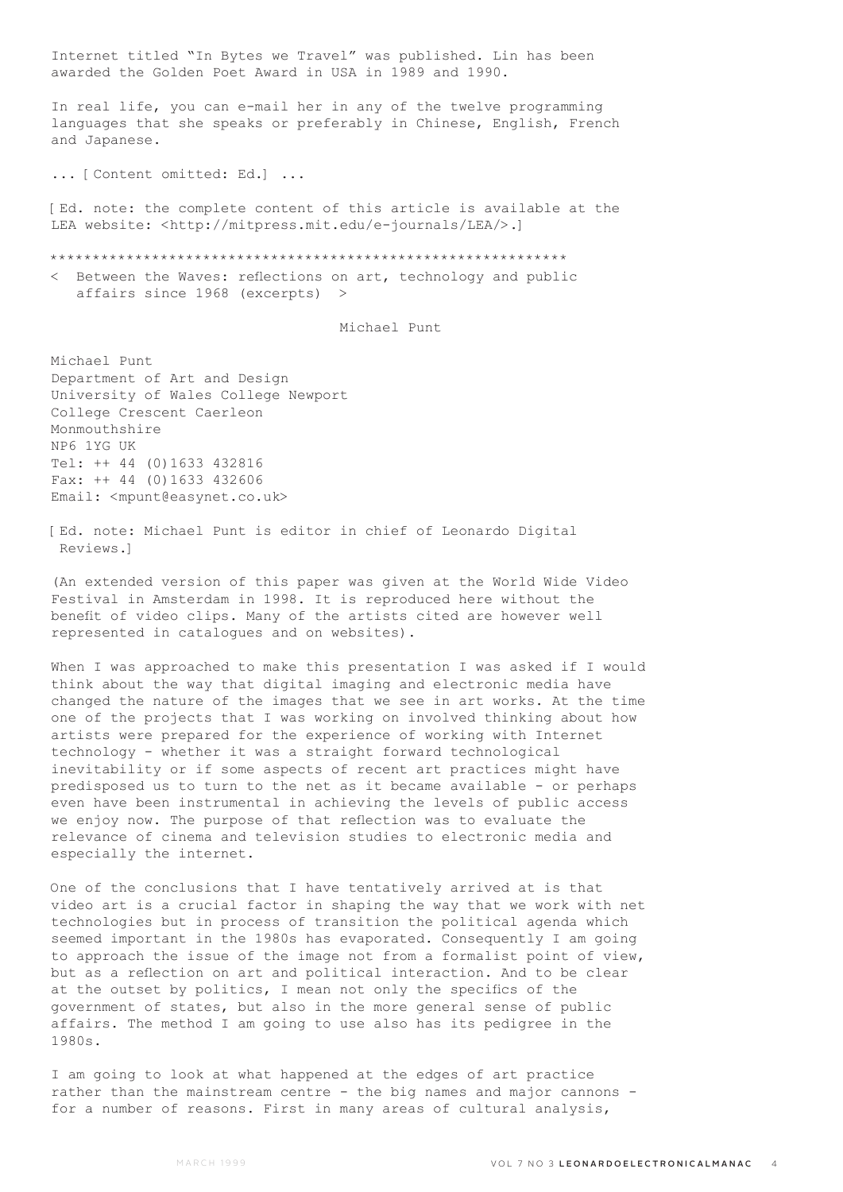Internet titled "In Bytes we Travel" was published. Lin has been awarded the Golden Poet Award in USA in 1989 and 1990.

In real life, you can e-mail her in any of the twelve programming languages that she speaks or preferably in Chinese, English, French and Japanese.

... [ Content omitted: Ed.] ...

[ Ed. note: the complete content of this article is available at the LEA website: <http://mitpress.mit.edu/e-journals/LEA/>.]

************************************************************

< Between the Waves: reflections on art, technology and public affairs since 1968 (excerpts) >

Michael Punt

Michael Punt
Department of Art and Design
University of Wales College Newport
College Crescent Caerleon
Monmouthshire
NP6 1YG UK
Tel: ++ 44 (0)1633 432816
Fax: ++ 44 (0)1633 432606
Email: <mpunt@easynet.co.uk>

[ Ed. note: Michael Punt is editor in chief of Leonardo Digital Reviews.]

(An extended version of this paper was given at the World Wide Video Festival in Amsterdam in 1998. It is reproduced here without the benefit of video clips. Many of the artists cited are however well represented in catalogues and on websites).

When I was approached to make this presentation I was asked if I would think about the way that digital imaging and electronic media have changed the nature of the images that we see in art works. At the time one of the projects that I was working on involved thinking about how artists were prepared for the experience of working with Internet technology - whether it was a straight forward technological inevitability or if some aspects of recent art practices might have predisposed us to turn to the net as it became available - or perhaps even have been instrumental in achieving the levels of public access we enjoy now. The purpose of that reflection was to evaluate the relevance of cinema and television studies to electronic media and especially the internet.

One of the conclusions that I have tentatively arrived at is that video art is a crucial factor in shaping the way that we work with net technologies but in process of transition the political agenda which seemed important in the 1980s has evaporated. Consequently I am going to approach the issue of the image not from a formalist point of view, but as a reflection on art and political interaction. And to be clear at the outset by politics, I mean not only the specifics of the government of states, but also in the more general sense of public affairs. The method I am going to use also has its pedigree in the 1980s.

I am going to look at what happened at the edges of art practice rather than the mainstream centre - the big names and major cannons - for a number of reasons. First in many areas of cultural analysis,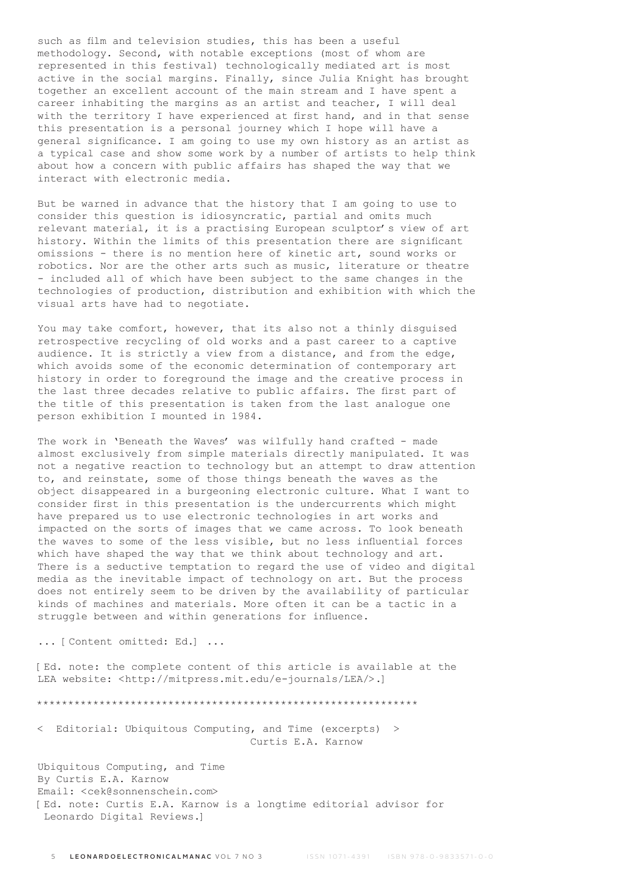such as film and television studies, this has been a useful methodology. Second, with notable exceptions (most of whom are represented in this festival) technologically mediated art is most active in the social margins. Finally, since Julia Knight has brought together an excellent account of the main stream and I have spent a career inhabiting the margins as an artist and teacher, I will deal with the territory I have experienced at first hand, and in that sense this presentation is a personal journey which I hope will have a general significance. I am going to use my own history as an artist as a typical case and show some work by a number of artists to help think about how a concern with public affairs has shaped the way that we interact with electronic media.

But be warned in advance that the history that I am going to use to consider this question is idiosyncratic, partial and omits much relevant material, it is a practising European sculptor's view of art history. Within the limits of this presentation there are significant omissions - there is no mention here of kinetic art, sound works or robotics. Nor are the other arts such as music, literature or theatre - included all of which have been subject to the same changes in the technologies of production, distribution and exhibition with which the visual arts have had to negotiate.

You may take comfort, however, that its also not a thinly disguised retrospective recycling of old works and a past career to a captive audience. It is strictly a view from a distance, and from the edge, which avoids some of the economic determination of contemporary art history in order to foreground the image and the creative process in the last three decades relative to public affairs. The first part of the title of this presentation is taken from the last analogue one person exhibition I mounted in 1984.

The work in 'Beneath the Waves' was wilfully hand crafted - made almost exclusively from simple materials directly manipulated. It was not a negative reaction to technology but an attempt to draw attention to, and reinstate, some of those things beneath the waves as the object disappeared in a burgeoning electronic culture. What I want to consider first in this presentation is the undercurrents which might have prepared us to use electronic technologies in art works and impacted on the sorts of images that we came across. To look beneath the waves to some of the less visible, but no less influential forces which have shaped the way that we think about technology and art. There is a seductive temptation to regard the use of video and digital media as the inevitable impact of technology on art. But the process does not entirely seem to be driven by the availability of particular kinds of machines and materials. More often it can be a tactic in a struggle between and within generations for influence.

... [ Content omitted: Ed.] ...

[ Ed. note: the complete content of this article is available at the LEA website: <http://mitpress.mit.edu/e-journals/LEA/>.]

*************************************************************

< Editorial: Ubiquitous Computing, and Time (excerpts) >
Curtis E.A. Karnow

Ubiquitous Computing, and Time
By Curtis E.A. Karnow
Email: <cek@sonnenschein.com>
[ Ed. note: Curtis E.A. Karnow is a longtime editorial advisor for Leonardo Digital Reviews.]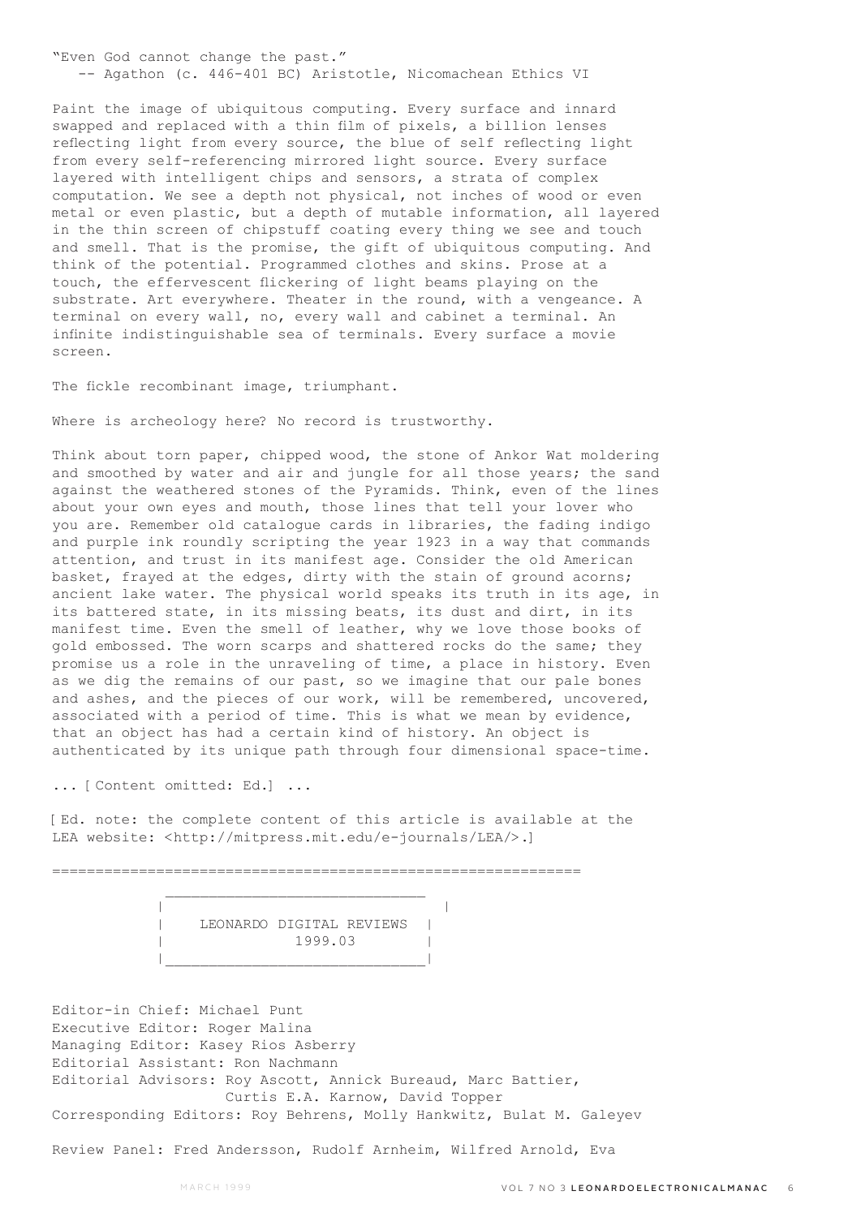"Even God cannot change the past."
-- Agathon (c. 446-401 BC) Aristotle, Nicomachean Ethics VI

Paint the image of ubiquitous computing. Every surface and innard swapped and replaced with a thin film of pixels, a billion lenses reflecting light from every source, the blue of self reflecting light from every self-referencing mirrored light source. Every surface layered with intelligent chips and sensors, a strata of complex computation. We see a depth not physical, not inches of wood or even metal or even plastic, but a depth of mutable information, all layered in the thin screen of chipstuff coating every thing we see and touch and smell. That is the promise, the gift of ubiquitous computing. And think of the potential. Programmed clothes and skins. Prose at a touch, the effervescent flickering of light beams playing on the substrate. Art everywhere. Theater in the round, with a vengeance. A terminal on every wall, no, every wall and cabinet a terminal. An infinite indistinguishable sea of terminals. Every surface a movie screen.

The fickle recombinant image, triumphant.

Where is archeology here? No record is trustworthy.

Think about torn paper, chipped wood, the stone of Ankor Wat moldering and smoothed by water and air and jungle for all those years; the sand against the weathered stones of the Pyramids. Think, even of the lines about your own eyes and mouth, those lines that tell your lover who you are. Remember old catalogue cards in libraries, the fading indigo and purple ink roundly scripting the year 1923 in a way that commands attention, and trust in its manifest age. Consider the old American basket, frayed at the edges, dirty with the stain of ground acorns; ancient lake water. The physical world speaks its truth in its age, in its battered state, in its missing beats, its dust and dirt, in its manifest time. Even the smell of leather, why we love those books of gold embossed. The worn scarps and shattered rocks do the same; they promise us a role in the unraveling of time, a place in history. Even as we dig the remains of our past, so we imagine that our pale bones and ashes, and the pieces of our work, will be remembered, uncovered, associated with a period of time. This is what we mean by evidence, that an object has had a certain kind of history. An object is authenticated by its unique path through four dimensional space-time.

... [ Content omitted: Ed.] ...

[ Ed. note: the complete content of this article is available at the LEA website: <http://mitpress.mit.edu/e-journals/LEA/>.]

=============================================================

## LEONARDO DIGITAL REVIEWS 1999.03

Editor-in Chief: Michael Punt
Executive Editor: Roger Malina
Managing Editor: Kasey Rios Asberry
Editorial Assistant: Ron Nachmann
Editorial Advisors: Roy Ascott, Annick Bureaud, Marc Battier, Curtis E.A. Karnow, David Topper
Corresponding Editors: Roy Behrens, Molly Hankwitz, Bulat M. Galeyev

Review Panel: Fred Andersson, Rudolf Arnheim, Wilfred Arnold, Eva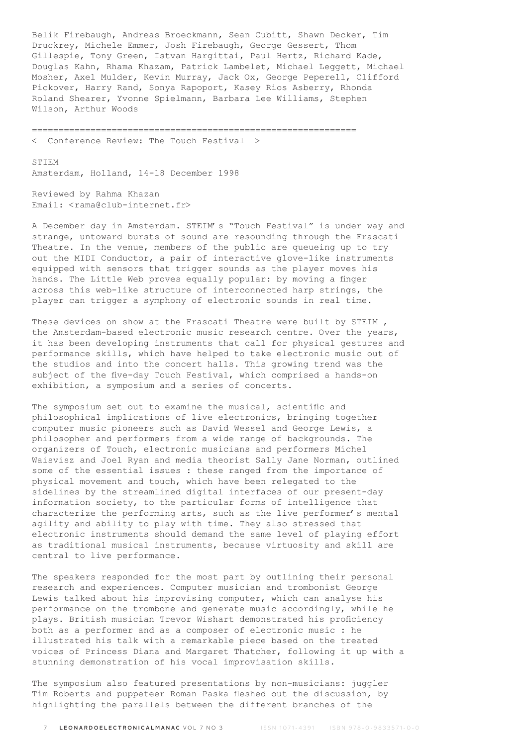Belik Firebaugh, Andreas Broeckmann, Sean Cubitt, Shawn Decker, Tim Druckrey, Michele Emmer, Josh Firebaugh, George Gessert, Thom Gillespie, Tony Green, Istvan Hargittai, Paul Hertz, Richard Kade, Douglas Kahn, Rhama Khazam, Patrick Lambelet, Michael Leggett, Michael Mosher, Axel Mulder, Kevin Murray, Jack Ox, George Peperell, Clifford Pickover, Harry Rand, Sonya Rapoport, Kasey Rios Asberry, Rhonda Roland Shearer, Yvonne Spielmann, Barbara Lee Williams, Stephen Wilson, Arthur Woods

============================================================

## < Conference Review: The Touch Festival >

STIEM
Amsterdam, Holland, 14-18 December 1998

Reviewed by Rahma Khazan
Email: <rama@club-internet.fr>

A December day in Amsterdam. STEIM's "Touch Festival" is under way and strange, untoward bursts of sound are resounding through the Frascati Theatre. In the venue, members of the public are queueing up to try out the MIDI Conductor, a pair of interactive glove-like instruments equipped with sensors that trigger sounds as the player moves his hands. The Little Web proves equally popular: by moving a finger across this web-like structure of interconnected harp strings, the player can trigger a symphony of electronic sounds in real time.

These devices on show at the Frascati Theatre were built by STEIM , the Amsterdam-based electronic music research centre. Over the years, it has been developing instruments that call for physical gestures and performance skills, which have helped to take electronic music out of the studios and into the concert halls. This growing trend was the subject of the five-day Touch Festival, which comprised a hands-on exhibition, a symposium and a series of concerts.

The symposium set out to examine the musical, scientific and philosophical implications of live electronics, bringing together computer music pioneers such as David Wessel and George Lewis, a philosopher and performers from a wide range of backgrounds. The organizers of Touch, electronic musicians and performers Michel Waisvisz and Joel Ryan and media theorist Sally Jane Norman, outlined some of the essential issues : these ranged from the importance of physical movement and touch, which have been relegated to the sidelines by the streamlined digital interfaces of our present-day information society, to the particular forms of intelligence that characterize the performing arts, such as the live performer's mental agility and ability to play with time. They also stressed that electronic instruments should demand the same level of playing effort as traditional musical instruments, because virtuosity and skill are central to live performance.

The speakers responded for the most part by outlining their personal research and experiences. Computer musician and trombonist George Lewis talked about his improvising computer, which can analyse his performance on the trombone and generate music accordingly, while he plays. British musician Trevor Wishart demonstrated his proficiency both as a performer and as a composer of electronic music : he illustrated his talk with a remarkable piece based on the treated voices of Princess Diana and Margaret Thatcher, following it up with a stunning demonstration of his vocal improvisation skills.

The symposium also featured presentations by non-musicians: juggler Tim Roberts and puppeteer Roman Paska fleshed out the discussion, by highlighting the parallels between the different branches of the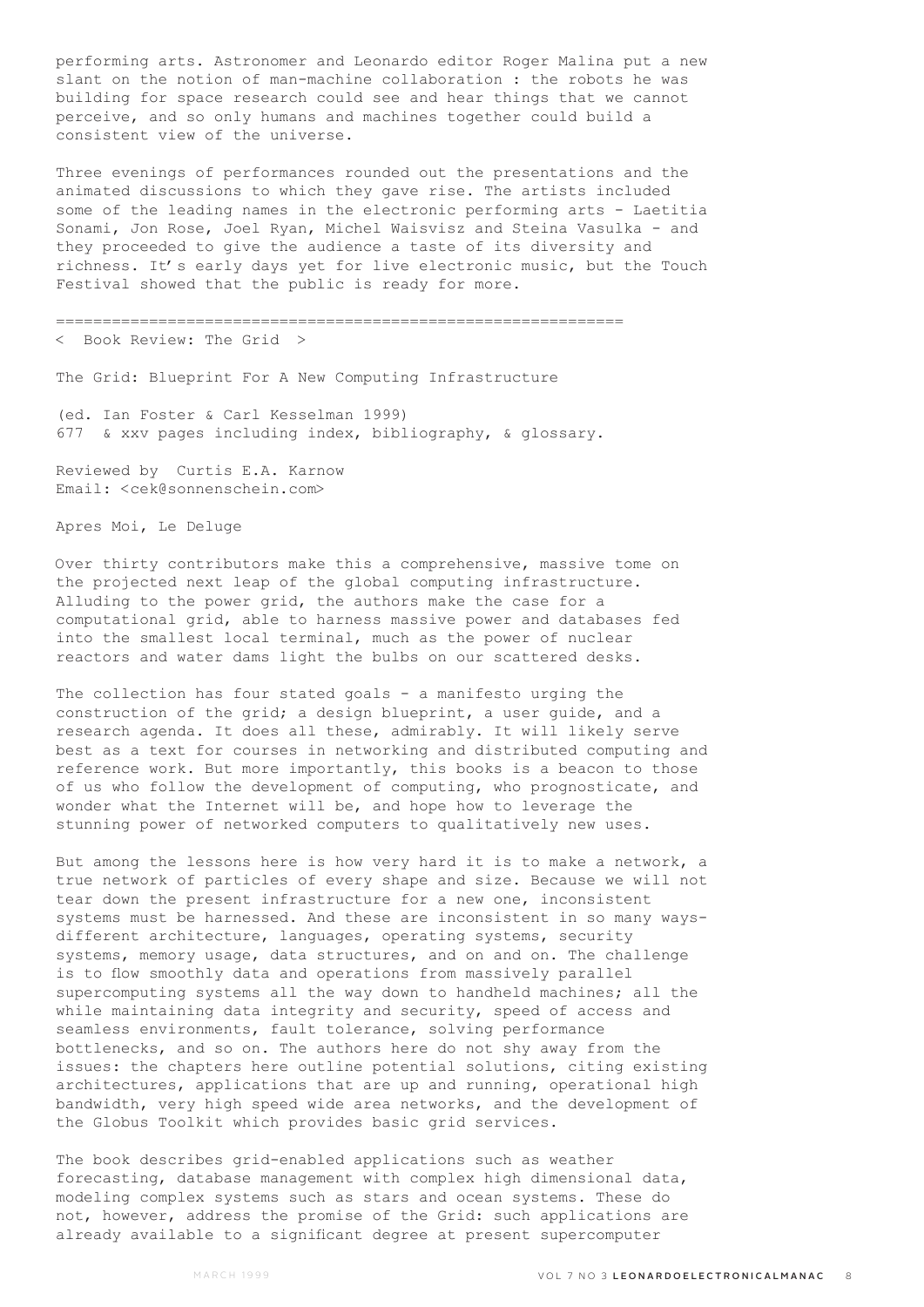performing arts. Astronomer and Leonardo editor Roger Malina put a new slant on the notion of man-machine collaboration : the robots he was building for space research could see and hear things that we cannot perceive, and so only humans and machines together could build a consistent view of the universe.

Three evenings of performances rounded out the presentations and the animated discussions to which they gave rise. The artists included some of the leading names in the electronic performing arts - Laetitia Sonami, Jon Rose, Joel Ryan, Michel Waisvisz and Steina Vasulka - and they proceeded to give the audience a taste of its diversity and richness. It's early days yet for live electronic music, but the Touch Festival showed that the public is ready for more.

=============================================================

< Book Review: The Grid >

The Grid: Blueprint For A New Computing Infrastructure

(ed. Ian Foster & Carl Kesselman 1999)
677 & xxv pages including index, bibliography, & glossary.

Reviewed by Curtis E.A. Karnow
Email: <cek@sonnenschein.com>

Apres Moi, Le Deluge

Over thirty contributors make this a comprehensive, massive tome on the projected next leap of the global computing infrastructure. Alluding to the power grid, the authors make the case for a computational grid, able to harness massive power and databases fed into the smallest local terminal, much as the power of nuclear reactors and water dams light the bulbs on our scattered desks.

The collection has four stated goals - a manifesto urging the construction of the grid; a design blueprint, a user guide, and a research agenda. It does all these, admirably. It will likely serve best as a text for courses in networking and distributed computing and reference work. But more importantly, this books is a beacon to those of us who follow the development of computing, who prognosticate, and wonder what the Internet will be, and hope how to leverage the stunning power of networked computers to qualitatively new uses.

But among the lessons here is how very hard it is to make a network, a true network of particles of every shape and size. Because we will not tear down the present infrastructure for a new one, inconsistent systems must be harnessed. And these are inconsistent in so many ways-different architecture, languages, operating systems, security systems, memory usage, data structures, and on and on. The challenge is to flow smoothly data and operations from massively parallel supercomputing systems all the way down to handheld machines; all the while maintaining data integrity and security, speed of access and seamless environments, fault tolerance, solving performance bottlenecks, and so on. The authors here do not shy away from the issues: the chapters here outline potential solutions, citing existing architectures, applications that are up and running, operational high bandwidth, very high speed wide area networks, and the development of the Globus Toolkit which provides basic grid services.

The book describes grid-enabled applications such as weather forecasting, database management with complex high dimensional data, modeling complex systems such as stars and ocean systems. These do not, however, address the promise of the Grid: such applications are already available to a significant degree at present supercomputer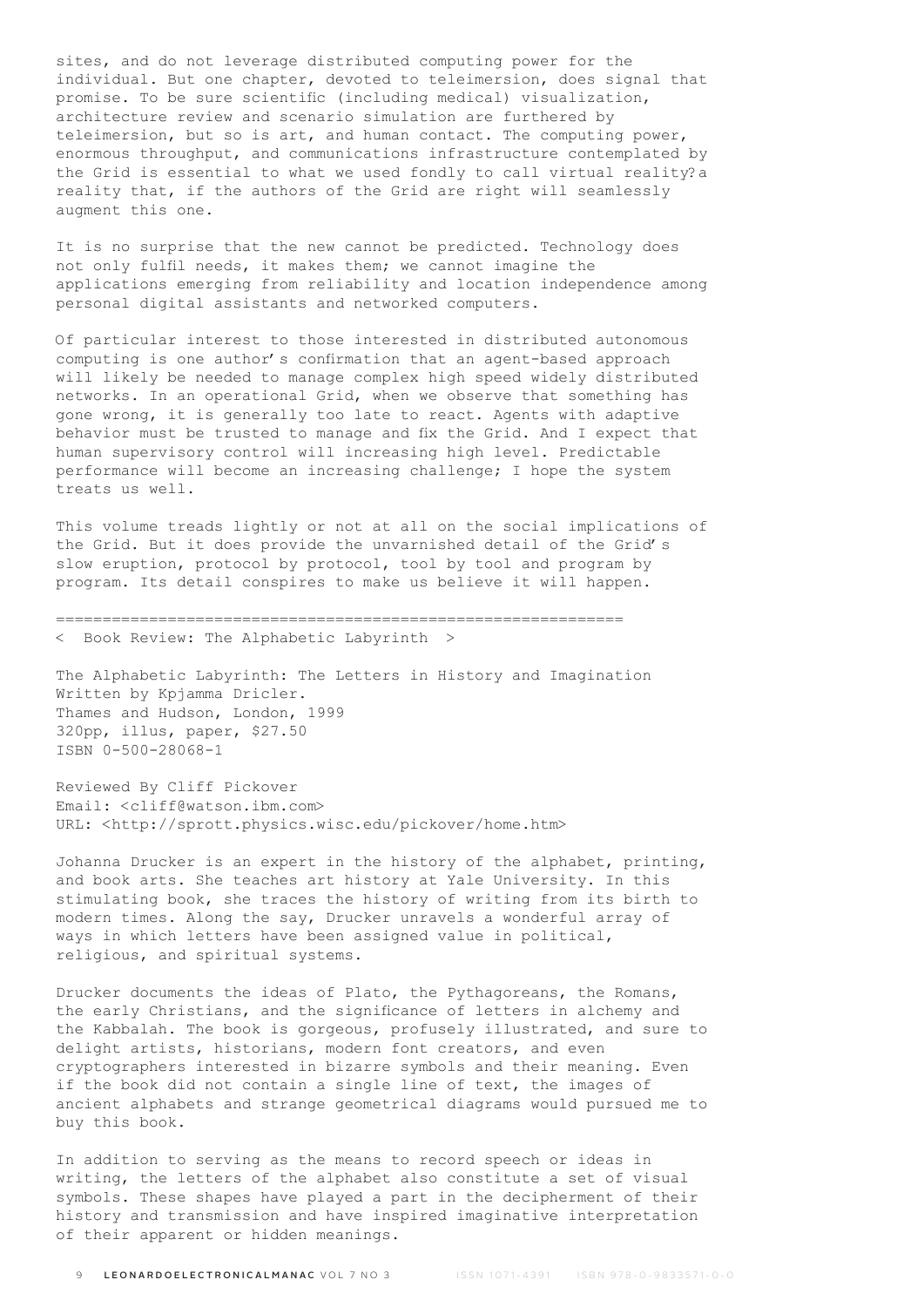sites, and do not leverage distributed computing power for the individual. But one chapter, devoted to teleimersion, does signal that promise. To be sure scientific (including medical) visualization, architecture review and scenario simulation are furthered by teleimersion, but so is art, and human contact. The computing power, enormous throughput, and communications infrastructure contemplated by the Grid is essential to what we used fondly to call virtual reality?a reality that, if the authors of the Grid are right will seamlessly augment this one.

It is no surprise that the new cannot be predicted. Technology does not only fulfil needs, it makes them; we cannot imagine the applications emerging from reliability and location independence among personal digital assistants and networked computers.

Of particular interest to those interested in distributed autonomous computing is one author's confirmation that an agent-based approach will likely be needed to manage complex high speed widely distributed networks. In an operational Grid, when we observe that something has gone wrong, it is generally too late to react. Agents with adaptive behavior must be trusted to manage and fix the Grid. And I expect that human supervisory control will increasing high level. Predictable performance will become an increasing challenge; I hope the system treats us well.

This volume treads lightly or not at all on the social implications of the Grid. But it does provide the unvarnished detail of the Grid's slow eruption, protocol by protocol, tool by tool and program by program. Its detail conspires to make us believe it will happen.

=============================================================

< Book Review: The Alphabetic Labyrinth >

The Alphabetic Labyrinth: The Letters in History and Imagination
Written by Kpjamma Dricler.
Thames and Hudson, London, 1999
320pp, illus, paper, $27.50
ISBN 0-500-28068-1

Reviewed By Cliff Pickover
Email: <cliff@watson.ibm.com>
URL: <http://sprott.physics.wisc.edu/pickover/home.htm>

Johanna Drucker is an expert in the history of the alphabet, printing, and book arts. She teaches art history at Yale University. In this stimulating book, she traces the history of writing from its birth to modern times. Along the say, Drucker unravels a wonderful array of ways in which letters have been assigned value in political, religious, and spiritual systems.

Drucker documents the ideas of Plato, the Pythagoreans, the Romans, the early Christians, and the significance of letters in alchemy and the Kabbalah. The book is gorgeous, profusely illustrated, and sure to delight artists, historians, modern font creators, and even cryptographers interested in bizarre symbols and their meaning. Even if the book did not contain a single line of text, the images of ancient alphabets and strange geometrical diagrams would pursued me to buy this book.

In addition to serving as the means to record speech or ideas in writing, the letters of the alphabet also constitute a set of visual symbols. These shapes have played a part in the decipherment of their history and transmission and have inspired imaginative interpretation of their apparent or hidden meanings.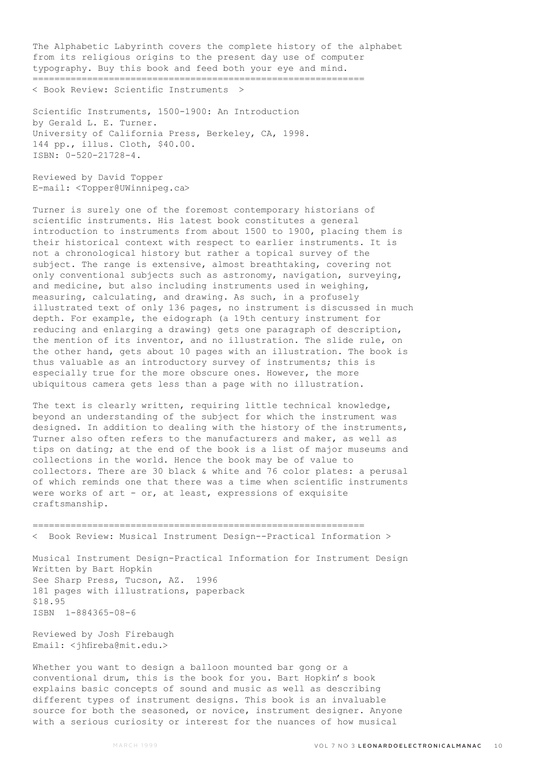The Alphabetic Labyrinth covers the complete history of the alphabet from its religious origins to the present day use of computer typography. Buy this book and feed both your eye and mind.

=============================================================

< Book Review: Scientific Instruments >

Scientific Instruments, 1500-1900: An Introduction
by Gerald L. E. Turner.
University of California Press, Berkeley, CA, 1998.
144 pp., illus. Cloth, $40.00.
ISBN: 0-520-21728-4.

Reviewed by David Topper
E-mail: <Topper@UWinnipeg.ca>

Turner is surely one of the foremost contemporary historians of scientific instruments. His latest book constitutes a general introduction to instruments from about 1500 to 1900, placing them is their historical context with respect to earlier instruments. It is not a chronological history but rather a topical survey of the subject. The range is extensive, almost breathtaking, covering not only conventional subjects such as astronomy, navigation, surveying, and medicine, but also including instruments used in weighing, measuring, calculating, and drawing. As such, in a profusely illustrated text of only 136 pages, no instrument is discussed in much depth. For example, the eidograph (a 19th century instrument for reducing and enlarging a drawing) gets one paragraph of description, the mention of its inventor, and no illustration. The slide rule, on the other hand, gets about 10 pages with an illustration. The book is thus valuable as an introductory survey of instruments; this is especially true for the more obscure ones. However, the more ubiquitous camera gets less than a page with no illustration.

The text is clearly written, requiring little technical knowledge, beyond an understanding of the subject for which the instrument was designed. In addition to dealing with the history of the instruments, Turner also often refers to the manufacturers and maker, as well as tips on dating; at the end of the book is a list of major museums and collections in the world. Hence the book may be of value to collectors. There are 30 black & white and 76 color plates: a perusal of which reminds one that there was a time when scientific instruments were works of art - or, at least, expressions of exquisite craftsmanship.

=============================================================

< Book Review: Musical Instrument Design--Practical Information >

Musical Instrument Design-Practical Information for Instrument Design
Written by Bart Hopkin
See Sharp Press, Tucson, AZ. 1996
181 pages with illustrations, paperback
$18.95
ISBN 1-884365-08-6

Reviewed by Josh Firebaugh
Email: <jhfireba@mit.edu.>

Whether you want to design a balloon mounted bar gong or a conventional drum, this is the book for you. Bart Hopkin's book explains basic concepts of sound and music as well as describing different types of instrument designs. This book is an invaluable source for both the seasoned, or novice, instrument designer. Anyone with a serious curiosity or interest for the nuances of how musical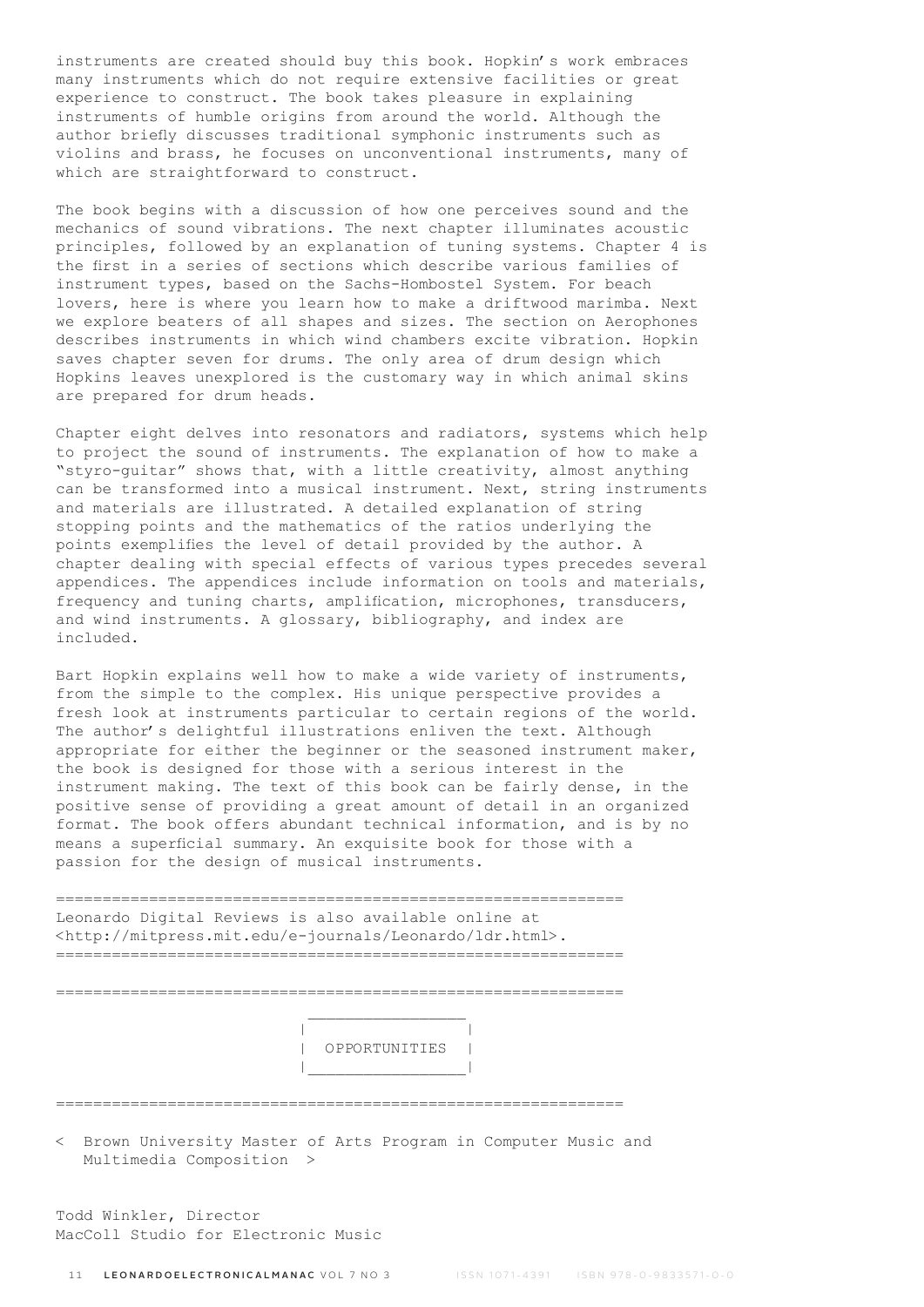instruments are created should buy this book. Hopkin's work embraces many instruments which do not require extensive facilities or great experience to construct. The book takes pleasure in explaining instruments of humble origins from around the world. Although the author briefly discusses traditional symphonic instruments such as violins and brass, he focuses on unconventional instruments, many of which are straightforward to construct.

The book begins with a discussion of how one perceives sound and the mechanics of sound vibrations. The next chapter illuminates acoustic principles, followed by an explanation of tuning systems. Chapter 4 is the first in a series of sections which describe various families of instrument types, based on the Sachs-Hombostel System. For beach lovers, here is where you learn how to make a driftwood marimba. Next we explore beaters of all shapes and sizes. The section on Aerophones describes instruments in which wind chambers excite vibration. Hopkin saves chapter seven for drums. The only area of drum design which Hopkins leaves unexplored is the customary way in which animal skins are prepared for drum heads.

Chapter eight delves into resonators and radiators, systems which help to project the sound of instruments. The explanation of how to make a "styro-guitar" shows that, with a little creativity, almost anything can be transformed into a musical instrument. Next, string instruments and materials are illustrated. A detailed explanation of string stopping points and the mathematics of the ratios underlying the points exemplifies the level of detail provided by the author. A chapter dealing with special effects of various types precedes several appendices. The appendices include information on tools and materials, frequency and tuning charts, amplification, microphones, transducers, and wind instruments. A glossary, bibliography, and index are included.

Bart Hopkin explains well how to make a wide variety of instruments, from the simple to the complex. His unique perspective provides a fresh look at instruments particular to certain regions of the world. The author's delightful illustrations enliven the text. Although appropriate for either the beginner or the seasoned instrument maker, the book is designed for those with a serious interest in the instrument making. The text of this book can be fairly dense, in the positive sense of providing a great amount of detail in an organized format. The book offers abundant technical information, and is by no means a superficial summary. An exquisite book for those with a passion for the design of musical instruments.

=============================================================
Leonardo Digital Reviews is also available online at <http://mitpress.mit.edu/e-journals/Leonardo/ldr.html>.
=============================================================

=============================================================

## OPPORTUNITIES

=============================================================

< Brown University Master of Arts Program in Computer Music and Multimedia Composition >

Todd Winkler, Director
MacColl Studio for Electronic Music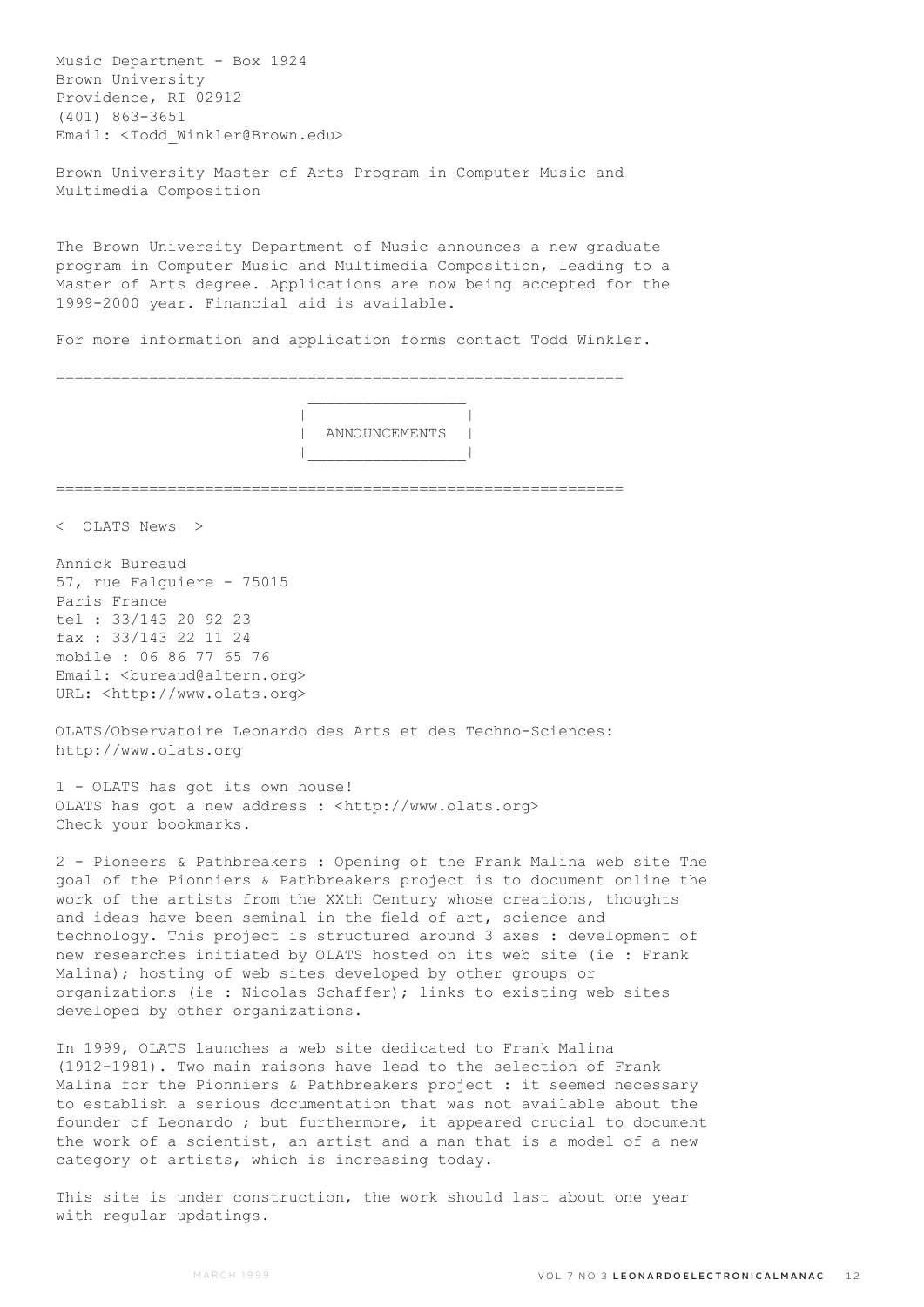Music Department - Box 1924
Brown University
Providence, RI 02912
(401) 863-3651
Email: <Todd_Winkler@Brown.edu>

Brown University Master of Arts Program in Computer Music and Multimedia Composition

The Brown University Department of Music announces a new graduate program in Computer Music and Multimedia Composition, leading to a Master of Arts degree. Applications are now being accepted for the 1999-2000 year. Financial aid is available.

For more information and application forms contact Todd Winkler.

============================================================

## ANNOUNCEMENTS

============================================================

< OLATS News >

Annick Bureaud
57, rue Falguiere - 75015
Paris France
tel : 33/143 20 92 23
fax : 33/143 22 11 24
mobile : 06 86 77 65 76
Email: <bureaud@altern.org>
URL: <http://www.olats.org>

OLATS/Observatoire Leonardo des Arts et des Techno-Sciences: http://www.olats.org

1 - OLATS has got its own house!
OLATS has got a new address : <http://www.olats.org>
Check your bookmarks.

2 - Pioneers & Pathbreakers : Opening of the Frank Malina web site The goal of the Pionniers & Pathbreakers project is to document online the work of the artists from the XXth Century whose creations, thoughts and ideas have been seminal in the field of art, science and technology. This project is structured around 3 axes : development of new researches initiated by OLATS hosted on its web site (ie : Frank Malina); hosting of web sites developed by other groups or organizations (ie : Nicolas Schaffer); links to existing web sites developed by other organizations.

In 1999, OLATS launches a web site dedicated to Frank Malina (1912-1981). Two main raisons have lead to the selection of Frank Malina for the Pionniers & Pathbreakers project : it seemed necessary to establish a serious documentation that was not available about the founder of Leonardo ; but furthermore, it appeared crucial to document the work of a scientist, an artist and a man that is a model of a new category of artists, which is increasing today.

This site is under construction, the work should last about one year with regular updatings.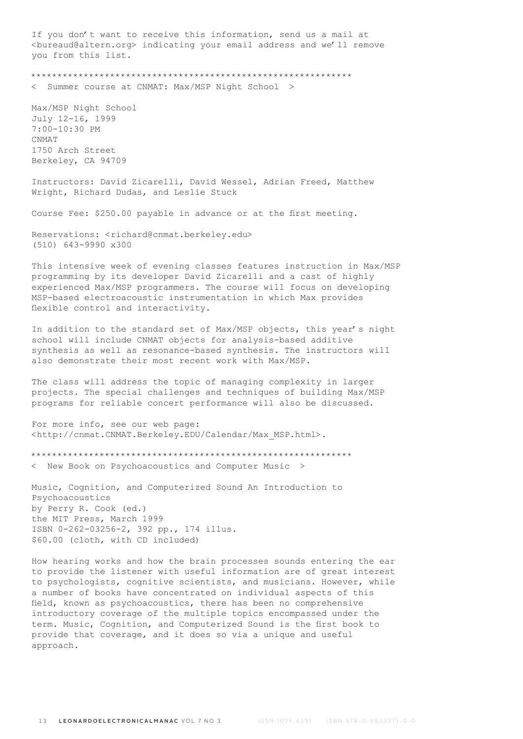If you don't want to receive this information, send us a mail at <bureaud@altern.org> indicating your email address and we'll remove you from this list.

************************************************************

< Summer course at CNMAT: Max/MSP Night School >

Max/MSP Night School
July 12-16, 1999
7:00-10:30 PM
CNMAT
1750 Arch Street
Berkeley, CA 94709

Instructors: David Zicarelli, David Wessel, Adrian Freed, Matthew Wright, Richard Dudas, and Leslie Stuck

Course Fee: $250.00 payable in advance or at the first meeting.

Reservations: <richard@cnmat.berkeley.edu>
(510) 643-9990 x300

This intensive week of evening classes features instruction in Max/MSP programming by its developer David Zicarelli and a cast of highly experienced Max/MSP programmers. The course will focus on developing MSP-based electroacoustic instrumentation in which Max provides flexible control and interactivity.

In addition to the standard set of Max/MSP objects, this year's night school will include CNMAT objects for analysis-based additive synthesis as well as resonance-based synthesis. The instructors will also demonstrate their most recent work with Max/MSP.

The class will address the topic of managing complexity in larger projects. The special challenges and techniques of building Max/MSP programs for reliable concert performance will also be discussed.

For more info, see our web page:
<http://cnmat.CNMAT.Berkeley.EDU/Calendar/Max_MSP.html>.

************************************************************

< New Book on Psychoacoustics and Computer Music >

Music, Cognition, and Computerized Sound An Introduction to Psychoacoustics
by Perry R. Cook (ed.)
the MIT Press, March 1999
ISBN 0-262-03256-2, 392 pp., 174 illus.
$60.00 (cloth, with CD included)

How hearing works and how the brain processes sounds entering the ear to provide the listener with useful information are of great interest to psychologists, cognitive scientists, and musicians. However, while a number of books have concentrated on individual aspects of this field, known as psychoacoustics, there has been no comprehensive introductory coverage of the multiple topics encompassed under the term. Music, Cognition, and Computerized Sound is the first book to provide that coverage, and it does so via a unique and useful approach.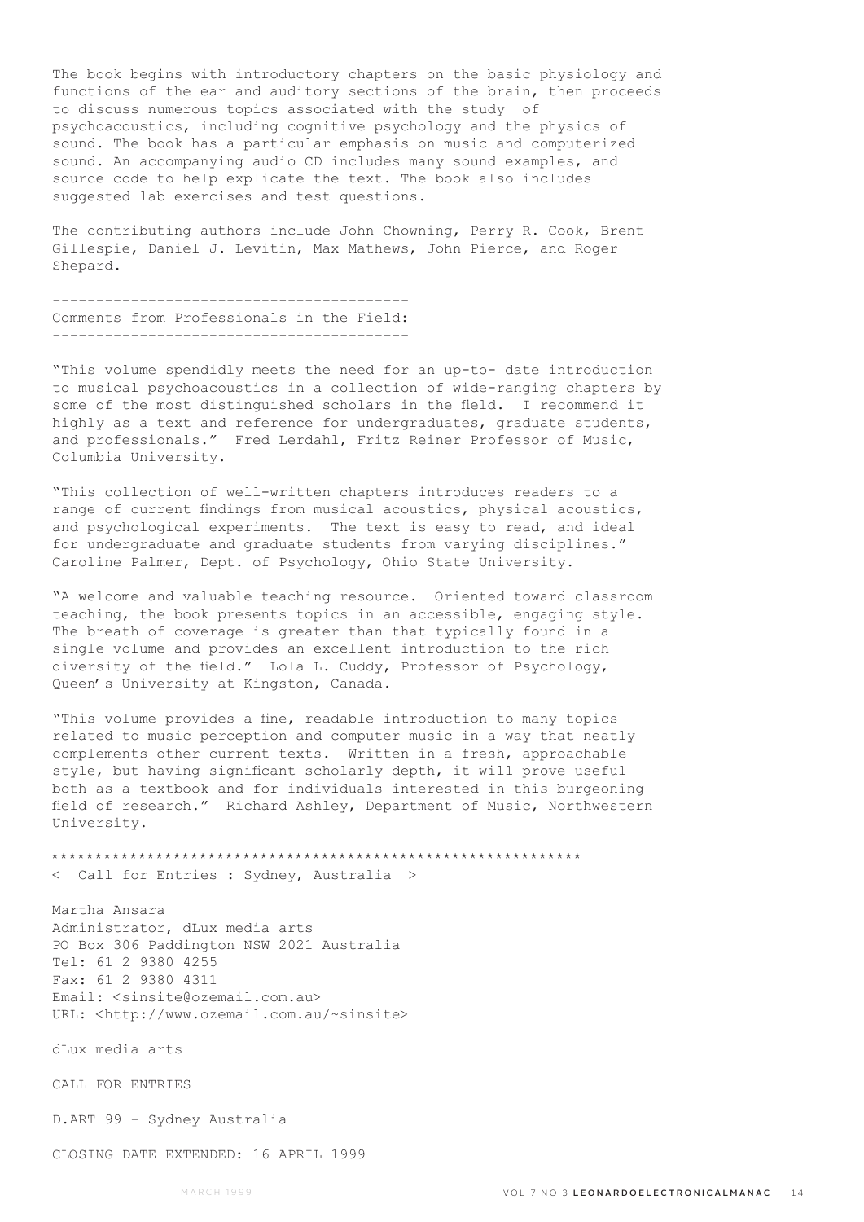The book begins with introductory chapters on the basic physiology and functions of the ear and auditory sections of the brain, then proceeds to discuss numerous topics associated with the study of psychoacoustics, including cognitive psychology and the physics of sound. The book has a particular emphasis on music and computerized sound. An accompanying audio CD includes many sound examples, and source code to help explicate the text. The book also includes suggested lab exercises and test questions.

The contributing authors include John Chowning, Perry R. Cook, Brent Gillespie, Daniel J. Levitin, Max Mathews, John Pierce, and Roger Shepard.

----------------------------------------
Comments from Professionals in the Field:
----------------------------------------

"This volume spendidly meets the need for an up-to- date introduction to musical psychoacoustics in a collection of wide-ranging chapters by some of the most distinguished scholars in the field. I recommend it highly as a text and reference for undergraduates, graduate students, and professionals." Fred Lerdahl, Fritz Reiner Professor of Music, Columbia University.

"This collection of well-written chapters introduces readers to a range of current findings from musical acoustics, physical acoustics, and psychological experiments. The text is easy to read, and ideal for undergraduate and graduate students from varying disciplines." Caroline Palmer, Dept. of Psychology, Ohio State University.

"A welcome and valuable teaching resource. Oriented toward classroom teaching, the book presents topics in an accessible, engaging style. The breath of coverage is greater than that typically found in a single volume and provides an excellent introduction to the rich diversity of the field." Lola L. Cuddy, Professor of Psychology, Queen's University at Kingston, Canada.

"This volume provides a fine, readable introduction to many topics related to music perception and computer music in a way that neatly complements other current texts. Written in a fresh, approachable style, but having significant scholarly depth, it will prove useful both as a textbook and for individuals interested in this burgeoning field of research." Richard Ashley, Department of Music, Northwestern University.

************************************************************

< Call for Entries : Sydney, Australia >

Martha Ansara
Administrator, dLux media arts
PO Box 306 Paddington NSW 2021 Australia
Tel: 61 2 9380 4255
Fax: 61 2 9380 4311
Email: <sinsite@ozemail.com.au>
URL: <http://www.ozemail.com.au/~sinsite>

dLux media arts

CALL FOR ENTRIES

D.ART 99 - Sydney Australia

CLOSING DATE EXTENDED: 16 APRIL 1999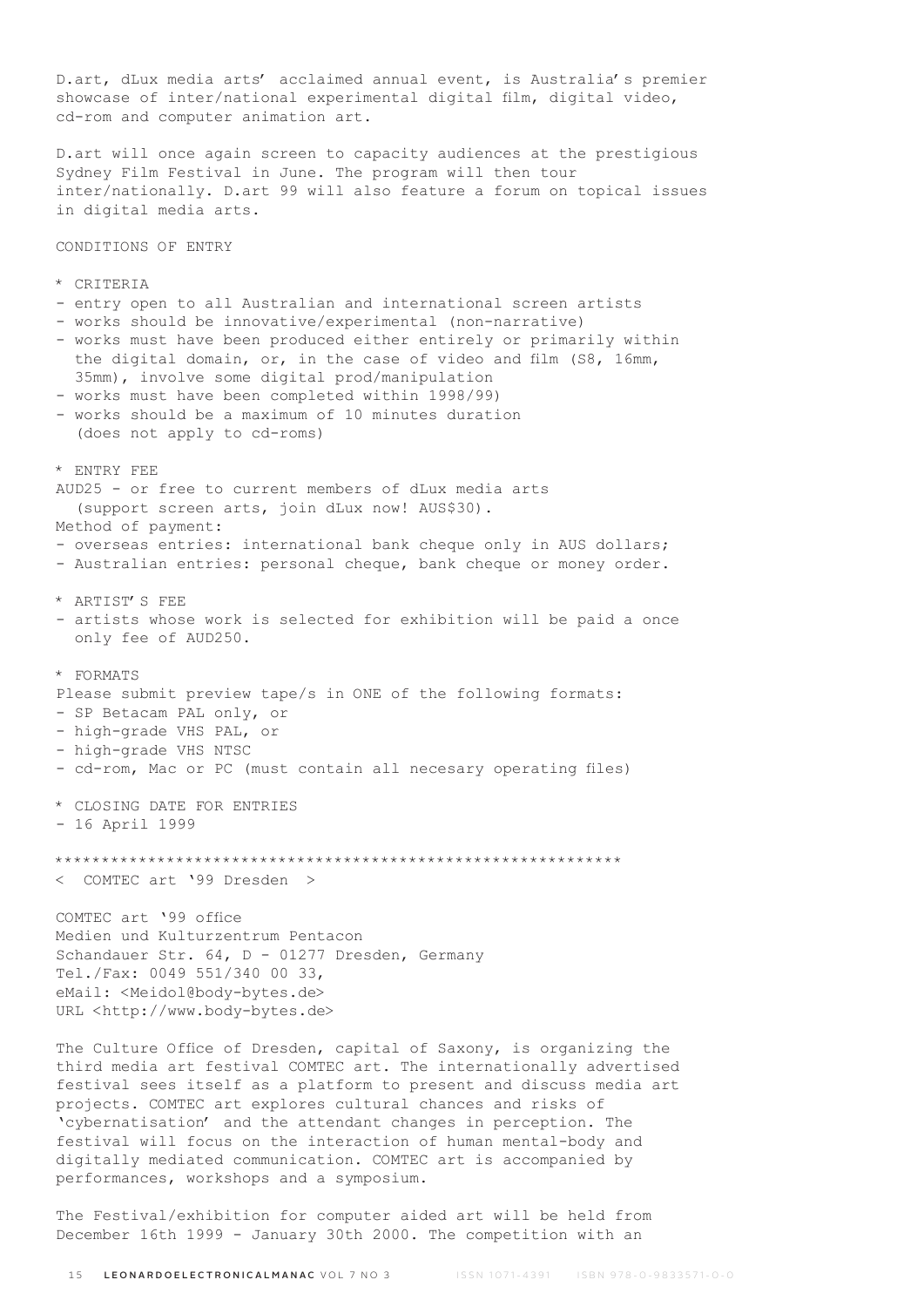D.art, dLux media arts' acclaimed annual event, is Australia's premier showcase of inter/national experimental digital film, digital video, cd-rom and computer animation art.

D.art will once again screen to capacity audiences at the prestigious Sydney Film Festival in June. The program will then tour inter/nationally. D.art 99 will also feature a forum on topical issues in digital media arts.

CONDITIONS OF ENTRY

* CRITERIA
- entry open to all Australian and international screen artists
- works should be innovative/experimental (non-narrative)
- works must have been produced either entirely or primarily within the digital domain, or, in the case of video and film (S8, 16mm, 35mm), involve some digital prod/manipulation
- works must have been completed within 1998/99)
- works should be a maximum of 10 minutes duration (does not apply to cd-roms)

* ENTRY FEE

AUD25 - or free to current members of dLux media arts (support screen arts, join dLux now! AUS$30).

Method of payment:
- overseas entries: international bank cheque only in AUS dollars;
- Australian entries: personal cheque, bank cheque or money order.

* ARTIST'S FEE
- artists whose work is selected for exhibition will be paid a once only fee of AUD250.

* FORMATS

Please submit preview tape/s in ONE of the following formats:
- SP Betacam PAL only, or
- high-grade VHS PAL, or
- high-grade VHS NTSC
- cd-rom, Mac or PC (must contain all necesary operating files)

* CLOSING DATE FOR ENTRIES
- 16 April 1999

************************************************************

< COMTEC art '99 Dresden >

COMTEC art '99 office
Medien und Kulturzentrum Pentacon
Schandauer Str. 64, D - 01277 Dresden, Germany
Tel./Fax: 0049 551/340 00 33,
eMail: <Meidol@body-bytes.de>
URL <http://www.body-bytes.de>

The Culture Office of Dresden, capital of Saxony, is organizing the third media art festival COMTEC art. The internationally advertised festival sees itself as a platform to present and discuss media art projects. COMTEC art explores cultural chances and risks of 'cybernatisation' and the attendant changes in perception. The festival will focus on the interaction of human mental-body and digitally mediated communication. COMTEC art is accompanied by performances, workshops and a symposium.

The Festival/exhibition for computer aided art will be held from December 16th 1999 - January 30th 2000. The competition with an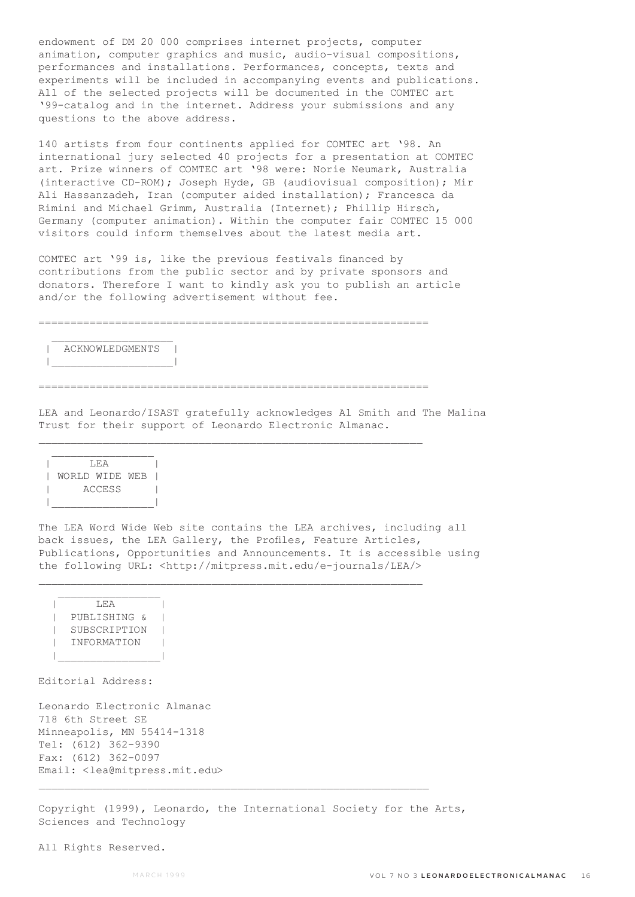endowment of DM 20 000 comprises internet projects, computer animation, computer graphics and music, audio-visual compositions, performances and installations. Performances, concepts, texts and experiments will be included in accompanying events and publications. All of the selected projects will be documented in the COMTEC art '99-catalog and in the internet. Address your submissions and any questions to the above address.

140 artists from four continents applied for COMTEC art '98. An international jury selected 40 projects for a presentation at COMTEC art. Prize winners of COMTEC art '98 were: Norie Neumark, Australia (interactive CD-ROM); Joseph Hyde, GB (audiovisual composition); Mir Ali Hassanzadeh, Iran (computer aided installation); Francesca da Rimini and Michael Grimm, Australia (Internet); Phillip Hirsch, Germany (computer animation). Within the computer fair COMTEC 15 000 visitors could inform themselves about the latest media art.

COMTEC art '99 is, like the previous festivals financed by contributions from the public sector and by private sponsors and donators. Therefore I want to kindly ask you to publish an article and/or the following advertisement without fee.

## ACKNOWLEDGMENTS

LEA and Leonardo/ISAST gratefully acknowledges Al Smith and The Malina Trust for their support of Leonardo Electronic Almanac.

## LEA WORLD WIDE WEB ACCESS

The LEA Word Wide Web site contains the LEA archives, including all back issues, the LEA Gallery, the Profiles, Feature Articles, Publications, Opportunities and Announcements. It is accessible using the following URL: <http://mitpress.mit.edu/e-journals/LEA/>

## LEA PUBLISHING & SUBSCRIPTION INFORMATION

Editorial Address:

Leonardo Electronic Almanac  
718 6th Street SE  
Minneapolis, MN 55414-1318  
Tel: (612) 362-9390  
Fax: (612) 362-0097  
Email: <lea@mitpress.mit.edu>

Copyright (1999), Leonardo, the International Society for the Arts, Sciences and Technology

All Rights Reserved.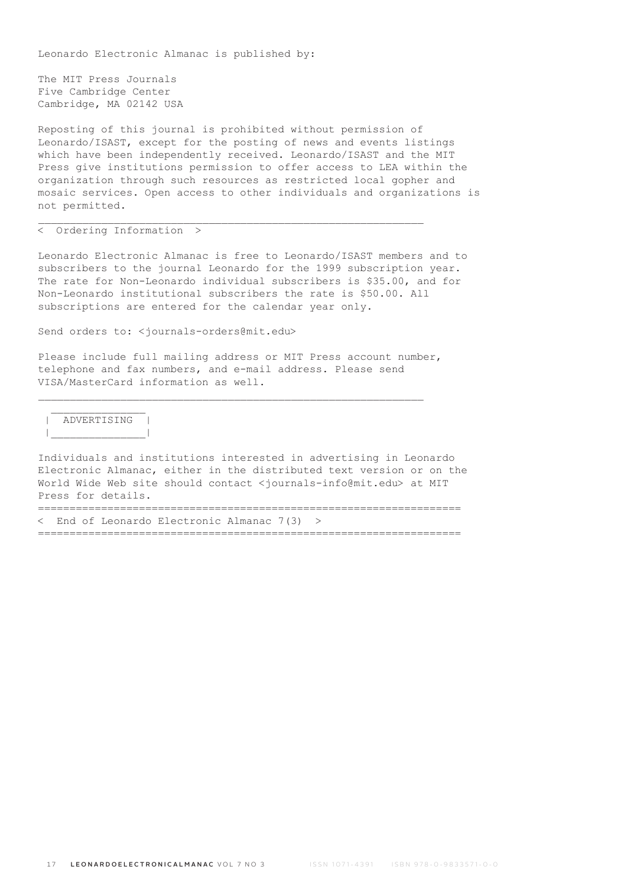Leonardo Electronic Almanac is published by:

The MIT Press Journals
Five Cambridge Center
Cambridge, MA 02142 USA

Reposting of this journal is prohibited without permission of Leonardo/ISAST, except for the posting of news and events listings which have been independently received. Leonardo/ISAST and the MIT Press give institutions permission to offer access to LEA within the organization through such resources as restricted local gopher and mosaic services. Open access to other individuals and organizations is not permitted.

---

< Ordering Information >

Leonardo Electronic Almanac is free to Leonardo/ISAST members and to subscribers to the journal Leonardo for the 1999 subscription year. The rate for Non-Leonardo individual subscribers is $35.00, and for Non-Leonardo institutional subscribers the rate is $50.00. All subscriptions are entered for the calendar year only.

Send orders to: <journals-orders@mit.edu>

Please include full mailing address or MIT Press account number, telephone and fax numbers, and e-mail address. Please send VISA/MasterCard information as well.

---

## ADVERTISING

Individuals and institutions interested in advertising in Leonardo Electronic Almanac, either in the distributed text version or on the World Wide Web site should contact <journals-info@mit.edu> at MIT Press for details.

---

< End of Leonardo Electronic Almanac 7(3) >

---